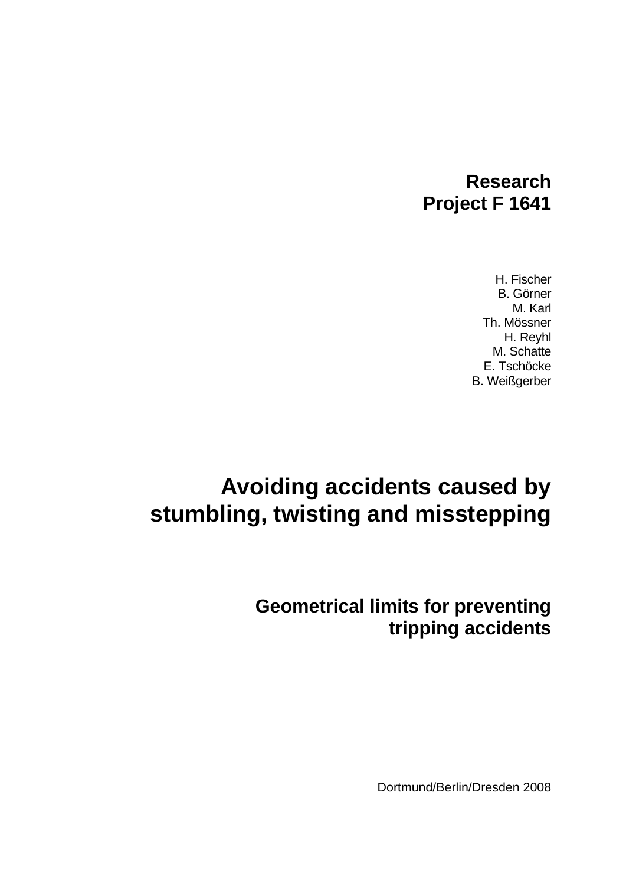**Research**
**Project F 1641**

H. Fischer
B. Görner
M. Karl
Th. Mössner
H. Reyhl
M. Schatte
E. Tschöcke
B. Weißgerber

# Avoiding accidents caused by stumbling, twisting and misstepping

## Geometrical limits for preventing tripping accidents

Dortmund/Berlin/Dresden 2008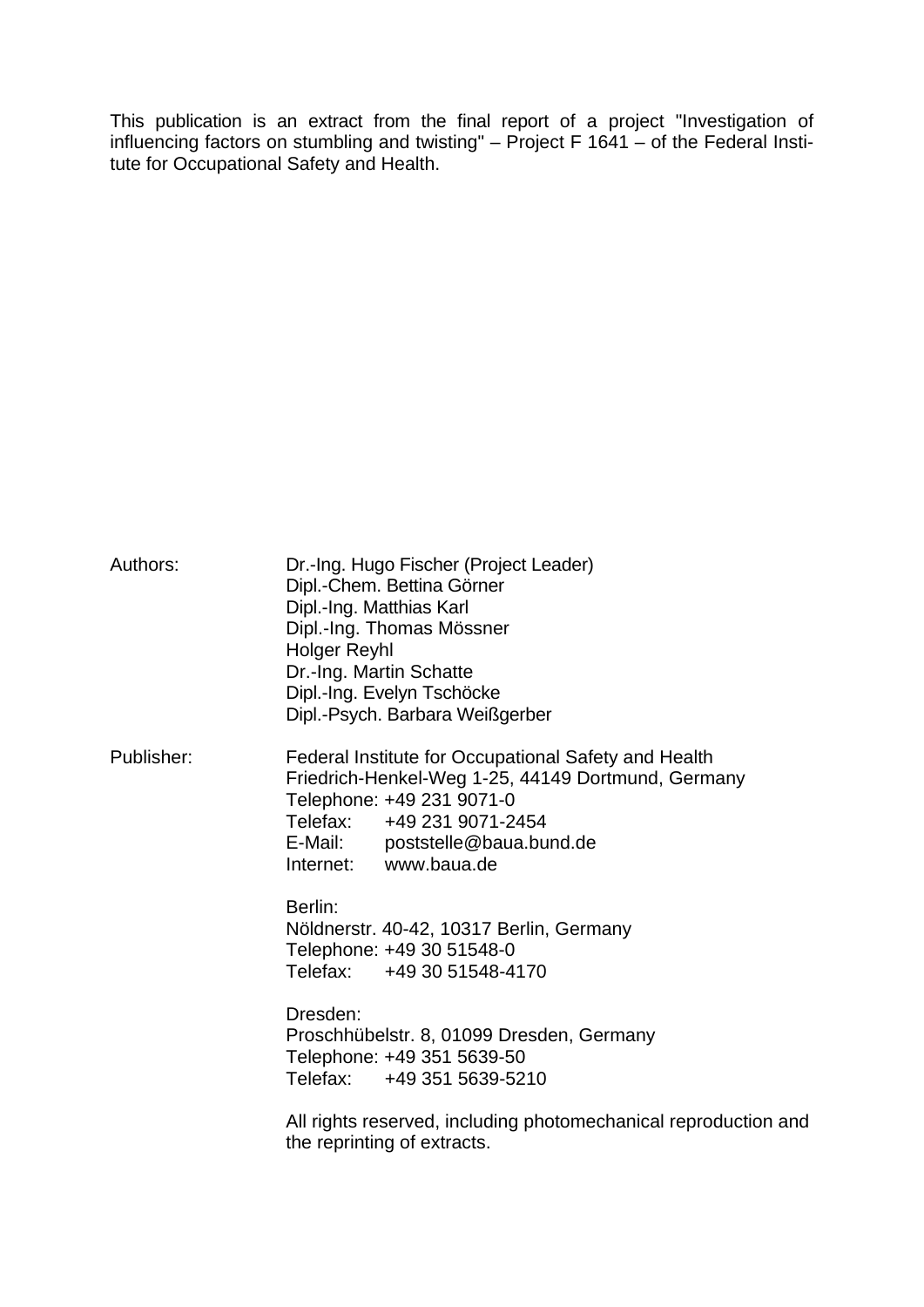This publication is an extract from the final report of a project "Investigation of influencing factors on stumbling and twisting" – Project F 1641 – of the Federal Institute for Occupational Safety and Health.

Authors: Dr.-Ing. Hugo Fischer (Project Leader)
Dipl.-Chem. Bettina Görner
Dipl.-Ing. Matthias Karl
Dipl.-Ing. Thomas Mössner
Holger Reyhl
Dr.-Ing. Martin Schatte
Dipl.-Ing. Evelyn Tschöcke
Dipl.-Psych. Barbara Weißgerber

Publisher: Federal Institute for Occupational Safety and Health
Friedrich-Henkel-Weg 1-25, 44149 Dortmund, Germany
Telephone: +49 231 9071-0
Telefax: +49 231 9071-2454
E-Mail: poststelle@baua.bund.de
Internet: www.baua.de

Berlin:
Nöldnerstr. 40-42, 10317 Berlin, Germany
Telephone: +49 30 51548-0
Telefax: +49 30 51548-4170

Dresden:
Proschhübelstr. 8, 01099 Dresden, Germany
Telephone: +49 351 5639-50
Telefax: +49 351 5639-5210

All rights reserved, including photomechanical reproduction and the reprinting of extracts.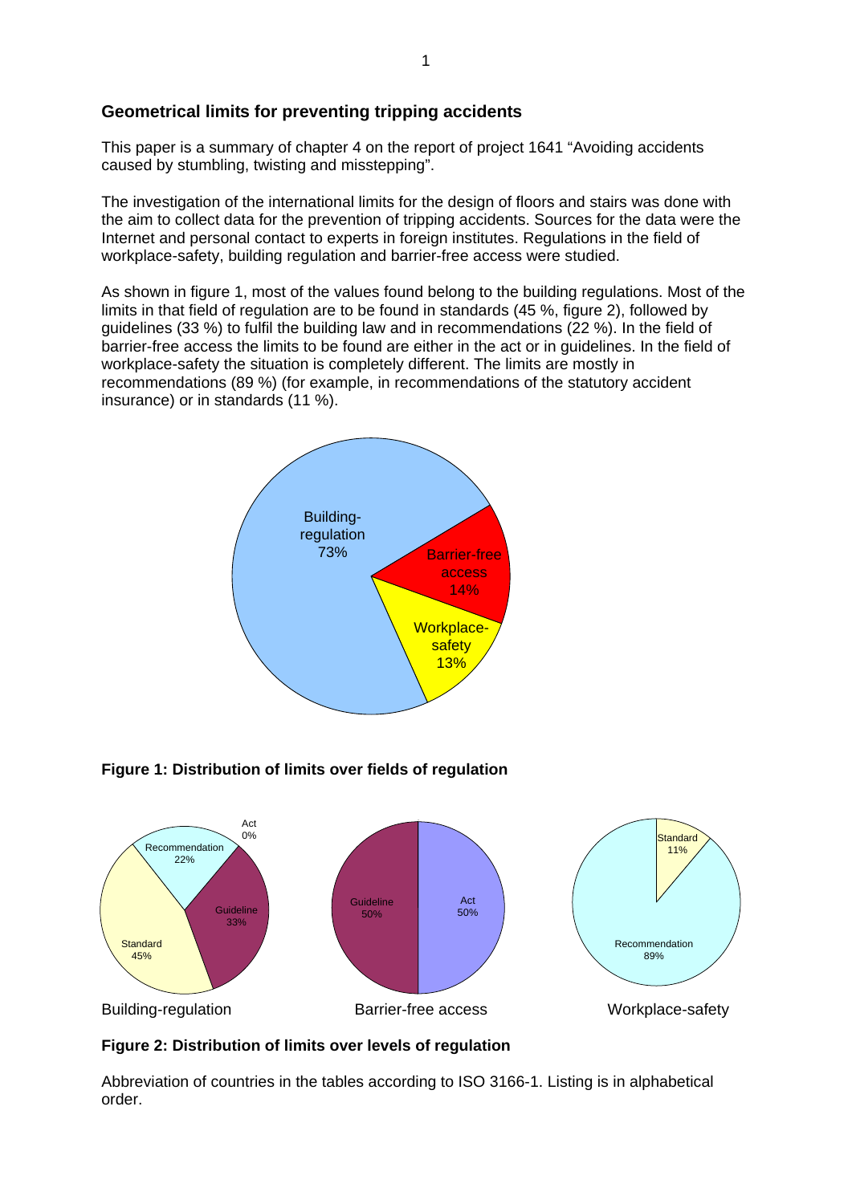## Geometrical limits for preventing tripping accidents

This paper is a summary of chapter 4 on the report of project 1641 "Avoiding accidents caused by stumbling, twisting and misstepping".

The investigation of the international limits for the design of floors and stairs was done with the aim to collect data for the prevention of tripping accidents. Sources for the data were the Internet and personal contact to experts in foreign institutes. Regulations in the field of workplace-safety, building regulation and barrier-free access were studied.

As shown in figure 1, most of the values found belong to the building regulations. Most of the limits in that field of regulation are to be found in standards (45 %, figure 2), followed by guidelines (33 %) to fulfil the building law and in recommendations (22 %). In the field of barrier-free access the limits to be found are either in the act or in guidelines. In the field of workplace-safety the situation is completely different. The limits are mostly in recommendations (89 %) (for example, in recommendations of the statutory accident insurance) or in standards (11 %).

**Figure 1: Distribution of limits over fields of regulation**

**Figure 2: Distribution of limits over levels of regulation**

Abbreviation of countries in the tables according to ISO 3166-1. Listing is in alphabetical order.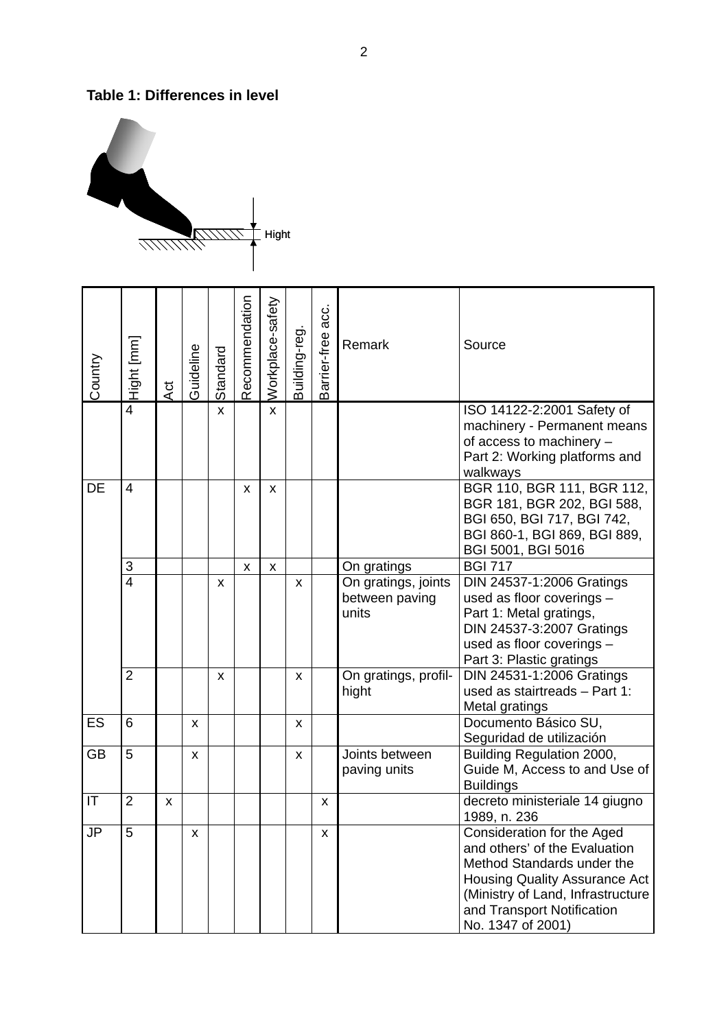**Table 1: Differences in level**

Hight

| Country | Hight [mm] | Act | Guideline | Standard | Recommendation | Workplace-safety | Building-reg. | Barrier-free acc. | Remark | Source |
|---|---|---|---|---|---|---|---|---|---|---|
| | 4 | | | x | | x | | | | ISO 14122-2:2001 Safety of machinery - Permanent means of access to machinery – Part 2: Working platforms and walkways |
| DE | 4 | | | | x | x | | | | BGR 110, BGR 111, BGR 112, BGR 181, BGR 202, BGI 588, BGI 650, BGI 717, BGI 742, BGI 860-1, BGI 869, BGI 889, BGI 5001, BGI 5016 |
| | 3 | | | | x | x | | | On gratings | BGI 717 |
| | 4 | | | x | | | x | | On gratings, joints between paving units | DIN 24537-1:2006 Gratings used as floor coverings – Part 1: Metal gratings, DIN 24537-3:2007 Gratings used as floor coverings – Part 3: Plastic gratings |
| | 2 | | | x | | | x | | On gratings, profil-hight | DIN 24531-1:2006 Gratings used as stairtreads – Part 1: Metal gratings |
| ES | 6 | | x | | | | x | | | Documento Básico SU, Seguridad de utilización |
| GB | 5 | | x | | | | x | | Joints between paving units | Building Regulation 2000, Guide M, Access to and Use of Buildings |
| IT | 2 | x | | | | | | x | | decreto ministeriale 14 giugno 1989, n. 236 |
| JP | 5 | | x | | | | | x | | Consideration for the Aged and others' of the Evaluation Method Standards under the Housing Quality Assurance Act (Ministry of Land, Infrastructure and Transport Notification No. 1347 of 2001) |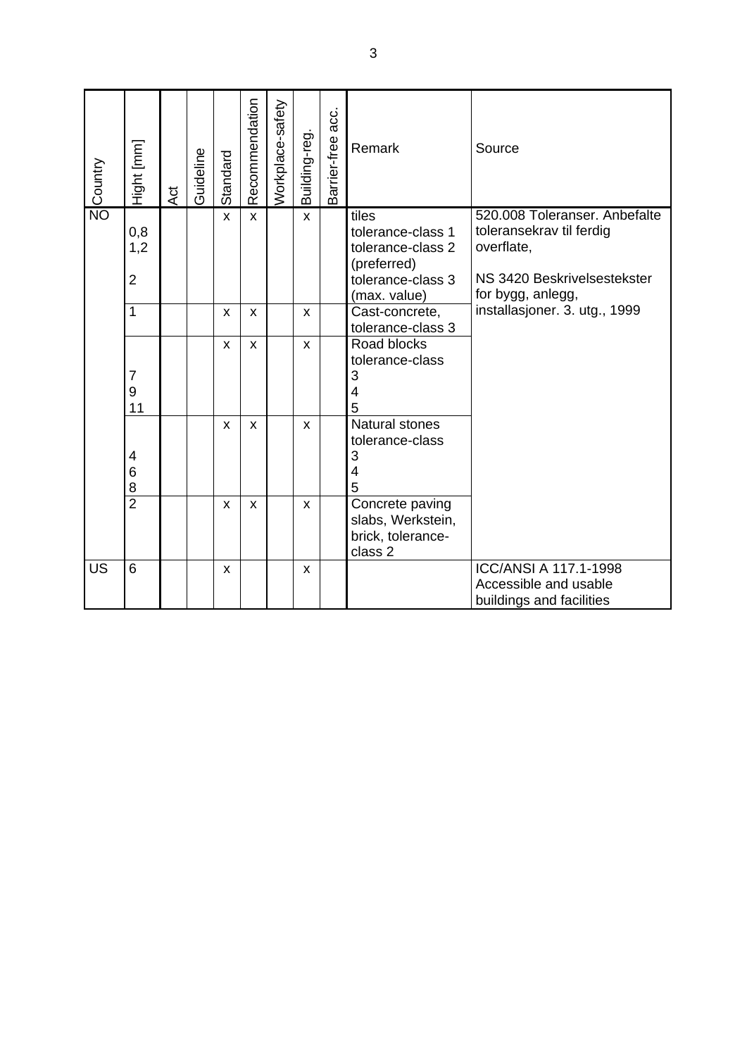| Country | Hight [mm] | Act | Guideline | Standard | Recommendation | Workplace-safety | Building-reg. | Barrier-free acc. | Remark | Source |
|---|---|---|---|---|---|---|---|---|---|---|
| NO | <br>0,8<br>1,2<br><br>2 | | | x | x | | x | | tiles<br>tolerance-class 1<br>tolerance-class 2 (preferred)<br>tolerance-class 3 (max. value) | 520.008 Toleranser. Anbefalte toleransekrav til ferdig overflate,<br><br>NS 3420 Beskrivelsestekster for bygg, anlegg, installasjoner. 3. utg., 1999 |
| | 1 | | | x | x | | x | | Cast-concrete, tolerance-class 3 | |
| | <br><br>7<br>9<br>11 | | | x | x | | x | | Road blocks tolerance-class<br>3<br>4<br>5 | |
| | <br><br>4<br>6<br>8 | | | x | x | | x | | Natural stones tolerance-class<br>3<br>4<br>5 | |
| | 2 | | | x | x | | x | | Concrete paving slabs, Werkstein, brick, tolerance-class 2 | |
| US | 6 | | | x | | | x | | | ICC/ANSI A 117.1-1998 Accessible and usable buildings and facilities |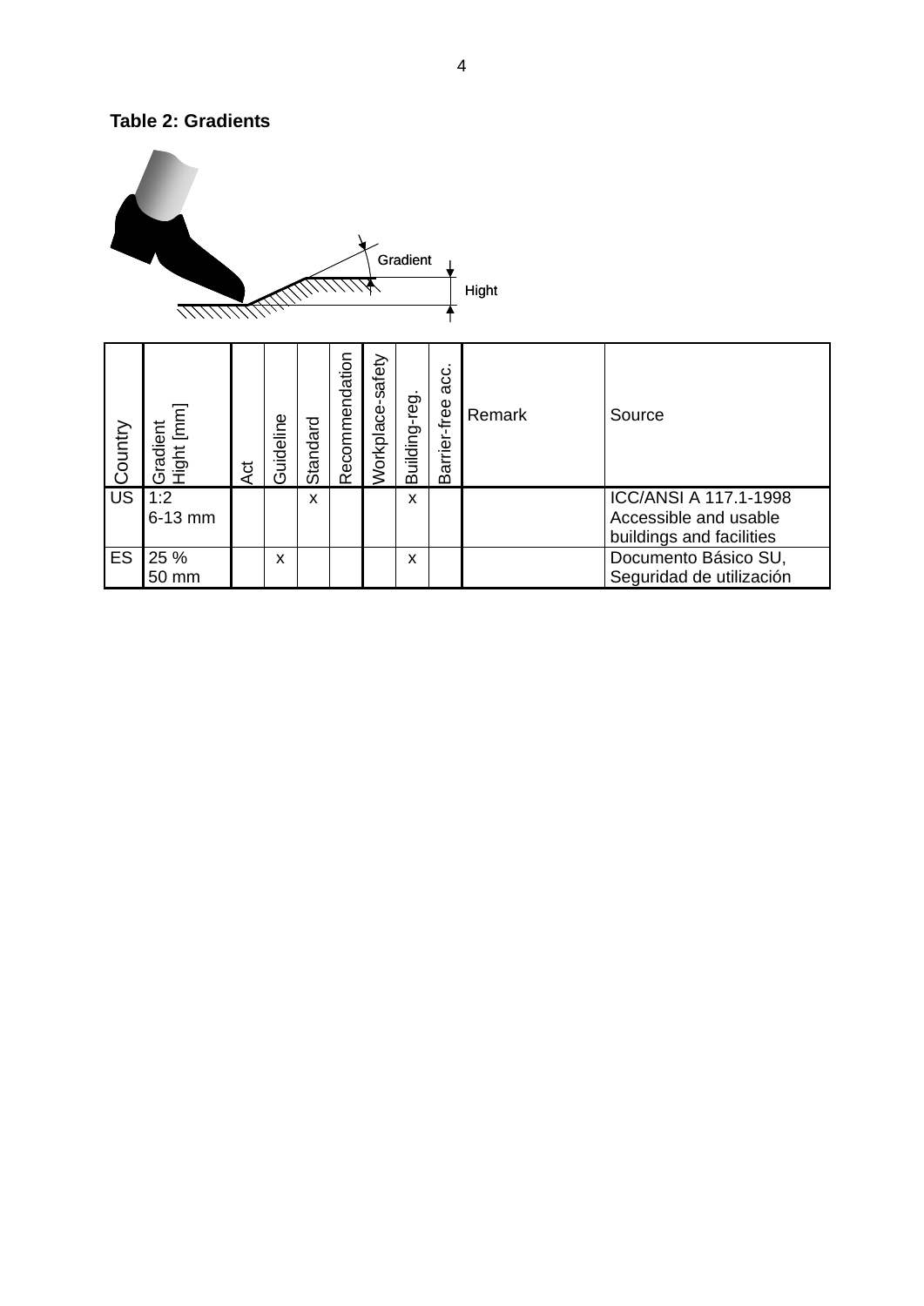**Table 2: Gradients**

| Country | Gradient Hight [mm] | Act | Guideline | Standard | Recommendation | Workplace-safety | Building-reg. | Barrier-free acc. | Remark | Source |
|---|---|---|---|---|---|---|---|---|---|---|
| US | 1:2<br>6-13 mm | | | x | | | x | | | ICC/ANSI A 117.1-1998 Accessible and usable buildings and facilities |
| ES | 25 %<br>50 mm | | x | | | | x | | | Documento Básico SU, Seguridad de utilización |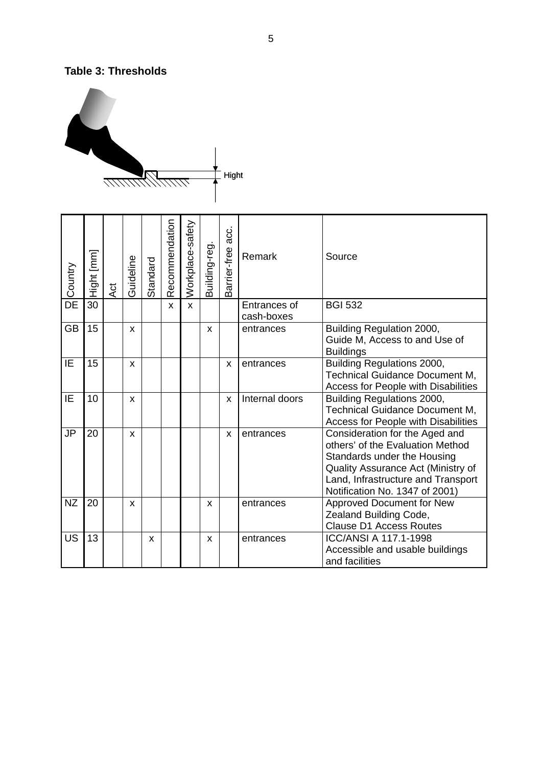**Table 3: Thresholds**

| Country | Hight [mm] | Act | Guideline | Standard | Recommendation | Workplace-safety | Building-reg. | Barrier-free acc. | Remark | Source |
|---|---|---|---|---|---|---|---|---|---|---|
| DE | 30 | | | | x | x | | | Entrances of cash-boxes | BGI 532 |
| GB | 15 | | x | | | | x | | entrances | Building Regulation 2000, Guide M, Access to and Use of Buildings |
| IE | 15 | | x | | | | | x | entrances | Building Regulations 2000, Technical Guidance Document M, Access for People with Disabilities |
| IE | 10 | | x | | | | | x | Internal doors | Building Regulations 2000, Technical Guidance Document M, Access for People with Disabilities |
| JP | 20 | | x | | | | | x | entrances | Consideration for the Aged and others' of the Evaluation Method Standards under the Housing Quality Assurance Act (Ministry of Land, Infrastructure and Transport Notification No. 1347 of 2001) |
| NZ | 20 | | x | | | | x | | entrances | Approved Document for New Zealand Building Code, Clause D1 Access Routes |
| US | 13 | | | x | | | x | | entrances | ICC/ANSI A 117.1-1998 Accessible and usable buildings and facilities |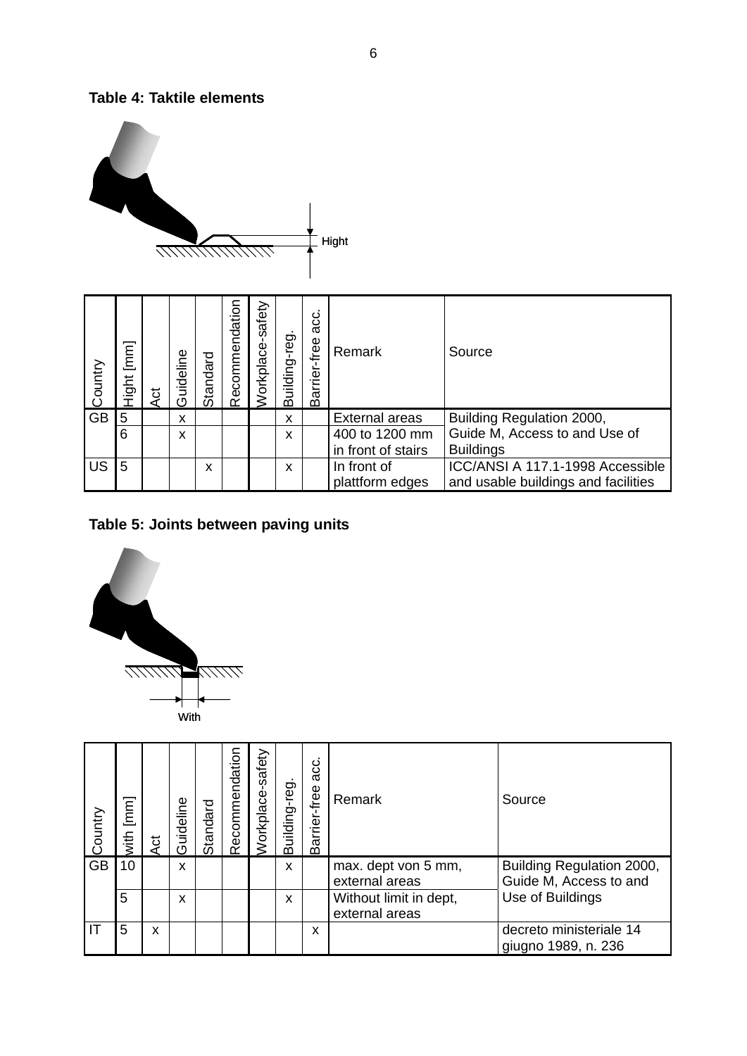**Table 4: Taktile elements**

Hight

| Country | Hight [mm] | Act | Guideline | Standard | Recommendation | Workplace-safety | Building-reg. | Barrier-free acc. | Remark | Source |
|---|---|---|---|---|---|---|---|---|---|---|
| GB | 5 | | x | | | | x | | External areas | Building Regulation 2000, Guide M, Access to and Use of Buildings |
| | 6 | | x | | | | x | | 400 to 1200 mm in front of stairs | |
| US | 5 | | | x | | | x | | In front of plattform edges | ICC/ANSI A 117.1-1998 Accessible and usable buildings and facilities |

**Table 5: Joints between paving units**

With

| Country | with [mm] | Act | Guideline | Standard | Recommendation | Workplace-safety | Building-reg. | Barrier-free acc. | Remark | Source |
|---|---|---|---|---|---|---|---|---|---|---|
| GB | 10 | | x | | | | x | | max. dept von 5 mm, external areas | Building Regulation 2000, Guide M, Access to and Use of Buildings |
| | 5 | | x | | | | x | | Without limit in dept, external areas | |
| IT | 5 | x | | | | | | x | | decreto ministeriale 14 giugno 1989, n. 236 |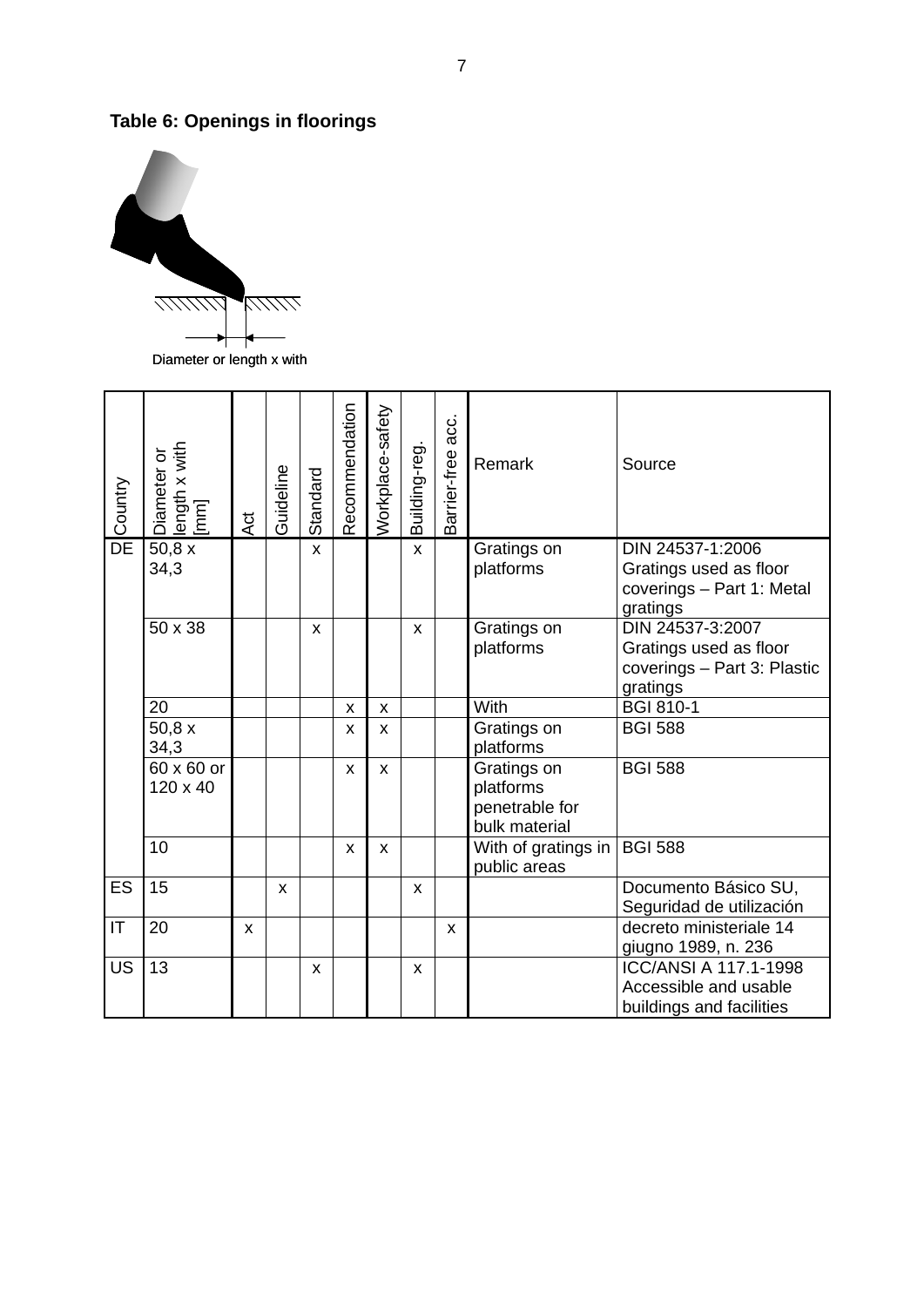**Table 6: Openings in floorings**

Diameter or length x with

| Country | Diameter or length x with [mm] | Act | Guideline | Standard | Recommendation | Workplace-safety | Building-reg. | Barrier-free acc. | Remark | Source |
|---|---|---|---|---|---|---|---|---|---|---|
| DE | 50,8 x 34,3 | | | x | | | x | | Gratings on platforms | DIN 24537-1:2006 Gratings used as floor coverings – Part 1: Metal gratings |
| | 50 x 38 | | | x | | | x | | Gratings on platforms | DIN 24537-3:2007 Gratings used as floor coverings – Part 3: Plastic gratings |
| | 20 | | | | x | x | | | With | BGI 810-1 |
| | 50,8 x 34,3 | | | | x | x | | | Gratings on platforms | BGI 588 |
| | 60 x 60 or 120 x 40 | | | | x | x | | | Gratings on platforms penetrable for bulk material | BGI 588 |
| | 10 | | | | x | x | | | With of gratings in public areas | BGI 588 |
| ES | 15 | | x | | | | x | | | Documento Básico SU, Seguridad de utilización |
| IT | 20 | x | | | | | | x | | decreto ministeriale 14 giugno 1989, n. 236 |
| US | 13 | | | x | | | x | | | ICC/ANSI A 117.1-1998 Accessible and usable buildings and facilities |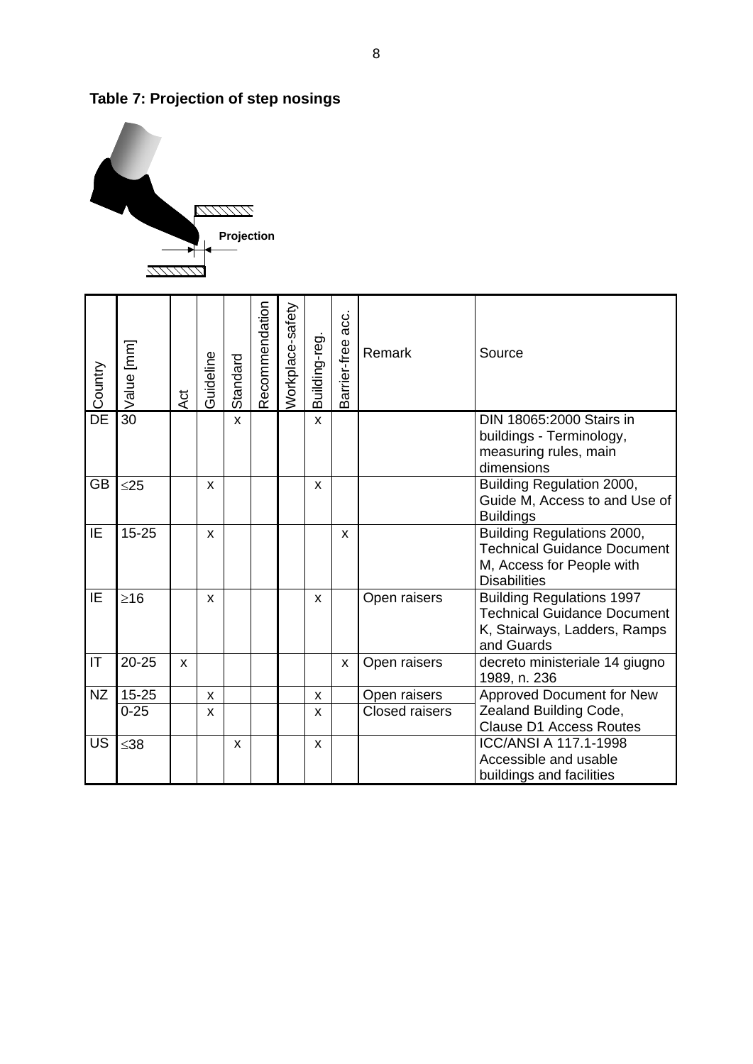**Table 7: Projection of step nosings**

Projection

| Country | Value [mm] | Act | Guideline | Standard | Recommendation | Workplace-safety | Building-reg. | Barrier-free acc. | Remark | Source |
|---|---|---|---|---|---|---|---|---|---|---|
| DE | 30 | | | x | | | x | | | DIN 18065:2000 Stairs in buildings - Terminology, measuring rules, main dimensions |
| GB | ≤25 | | x | | | | x | | | Building Regulation 2000, Guide M, Access to and Use of Buildings |
| IE | 15-25 | | x | | | | | x | | Building Regulations 2000, Technical Guidance Document M, Access for People with Disabilities |
| IE | ≥16 | | x | | | | x | | Open raisers | Building Regulations 1997 Technical Guidance Document K, Stairways, Ladders, Ramps and Guards |
| IT | 20-25 | x | | | | | | x | Open raisers | decreto ministeriale 14 giugno 1989, n. 236 |
| NZ | 15-25 | | x | | | | x | | Open raisers | Approved Document for New Zealand Building Code, Clause D1 Access Routes |
| | 0-25 | | x | | | | x | | Closed raisers | |
| US | ≤38 | | | x | | | x | | | ICC/ANSI A 117.1-1998 Accessible and usable buildings and facilities |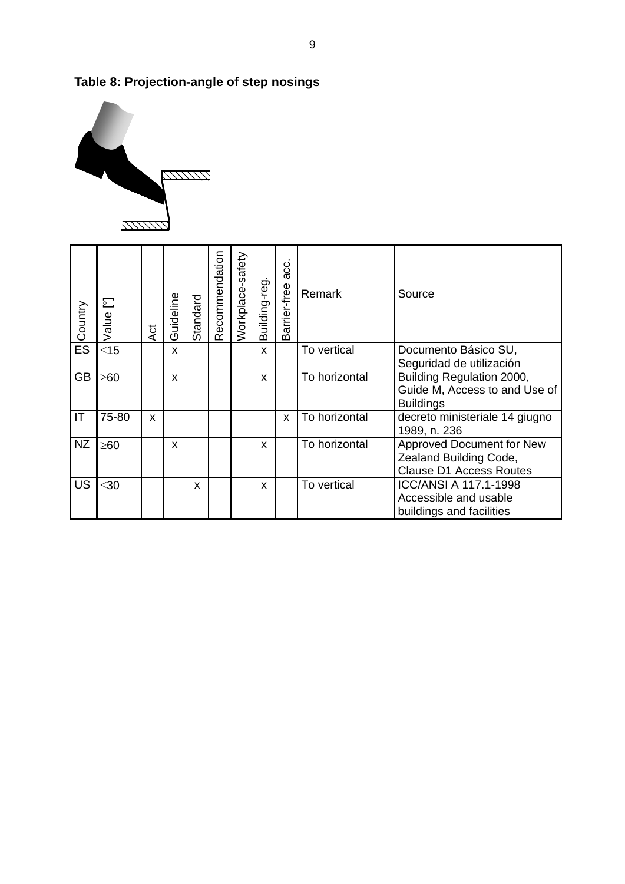**Table 8: Projection-angle of step nosings**

| Country | Value [°] | Act | Guideline | Standard | Recommendation | Workplace-safety | Building-reg. | Barrier-free acc. | Remark | Source |
|---|---|---|---|---|---|---|---|---|---|---|
| ES | ≤15 | | x | | | | x | | To vertical | Documento Básico SU, Seguridad de utilización |
| GB | ≥60 | | x | | | | x | | To horizontal | Building Regulation 2000, Guide M, Access to and Use of Buildings |
| IT | 75-80 | x | | | | | | x | To horizontal | decreto ministeriale 14 giugno 1989, n. 236 |
| NZ | ≥60 | | x | | | | x | | To horizontal | Approved Document for New Zealand Building Code, Clause D1 Access Routes |
| US | ≤30 | | | x | | | x | | To vertical | ICC/ANSI A 117.1-1998 Accessible and usable buildings and facilities |